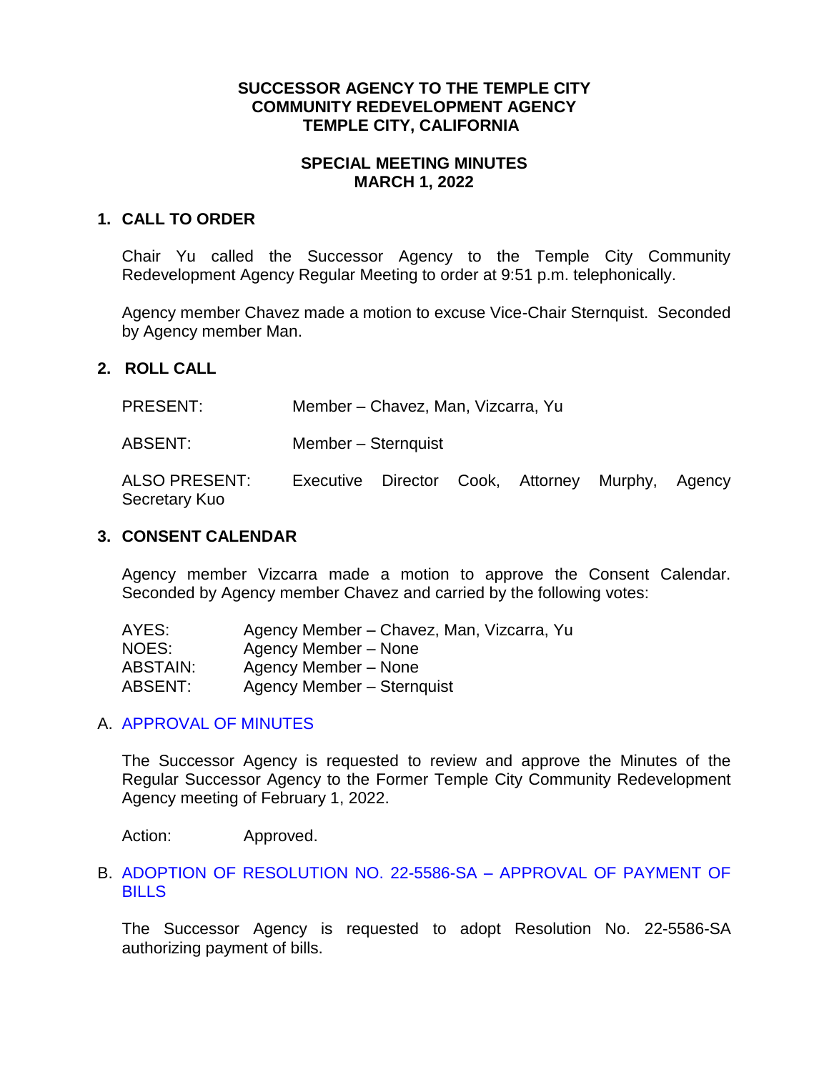# SUCCESSOR AGENCY TO THE TEMPLE CITY COMMUNITY REDEVELOPMENT AGENCY TEMPLE CITY, CALIFORNIA

## SPECIAL MEETING MINUTES MARCH 1, 2022

### 1. CALL TO ORDER

Chair Yu called the Successor Agency to the Temple City Community Redevelopment Agency Regular Meeting to order at 9:51 p.m. telephonically.

Agency member Chavez made a motion to excuse Vice-Chair Sternquist. Seconded by Agency member Man.

### 2. ROLL CALL

PRESENT: Member – Chavez, Man, Vizcarra, Yu

ABSENT: Member – Sternquist

ALSO PRESENT: Executive Director Cook, Attorney Murphy, Agency Secretary Kuo

### 3. CONSENT CALENDAR

Agency member Vizcarra made a motion to approve the Consent Calendar. Seconded by Agency member Chavez and carried by the following votes:

AYES: Agency Member – Chavez, Man, Vizcarra, Yu
NOES: Agency Member – None
ABSTAIN: Agency Member – None
ABSENT: Agency Member – Sternquist

A. APPROVAL OF MINUTES

The Successor Agency is requested to review and approve the Minutes of the Regular Successor Agency to the Former Temple City Community Redevelopment Agency meeting of February 1, 2022.

Action: Approved.

B. ADOPTION OF RESOLUTION NO. 22-5586-SA – APPROVAL OF PAYMENT OF BILLS

The Successor Agency is requested to adopt Resolution No. 22-5586-SA authorizing payment of bills.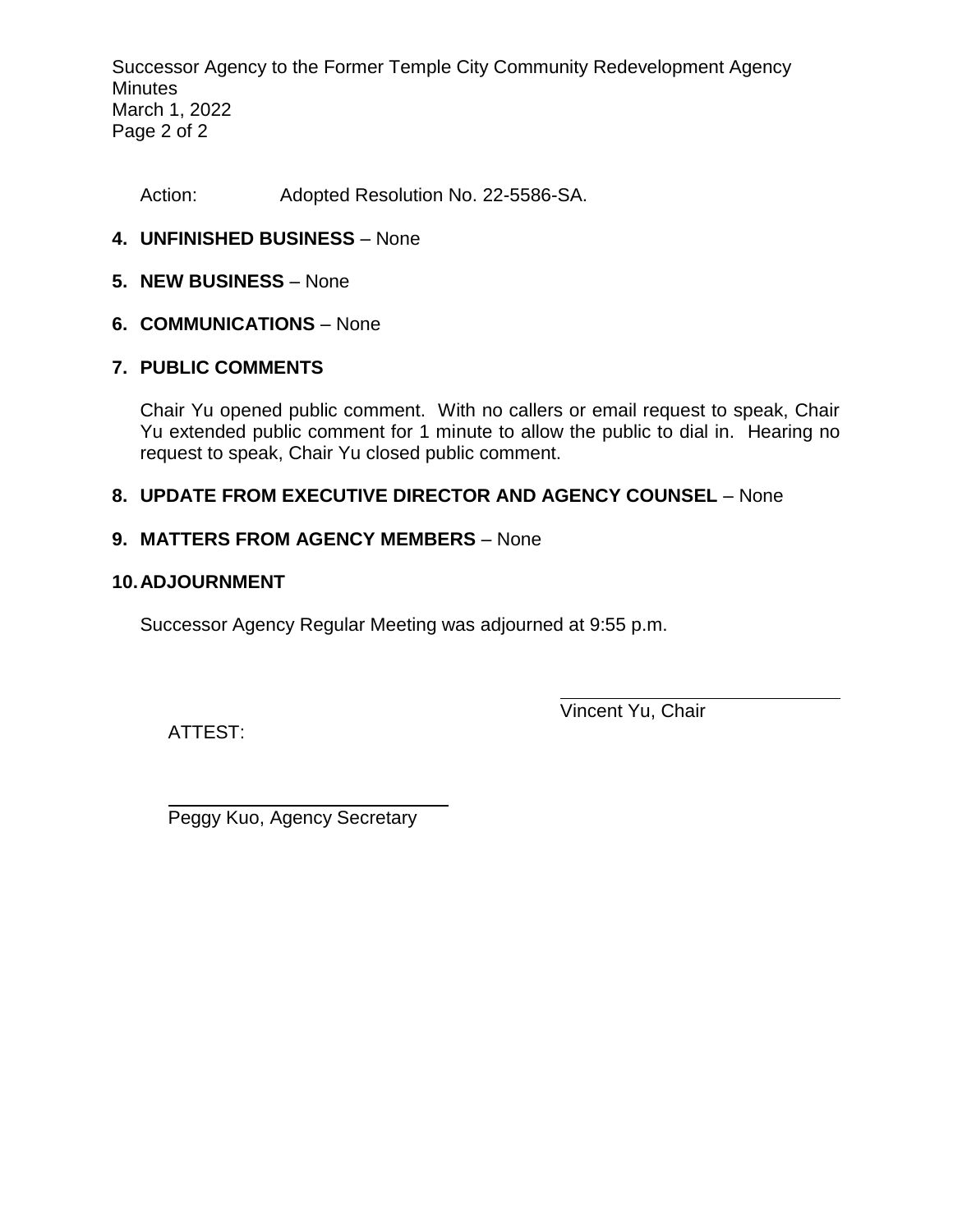Action: Adopted Resolution No. 22-5586-SA.

**4. UNFINISHED BUSINESS** – None

**5. NEW BUSINESS** – None

**6. COMMUNICATIONS** – None

**7. PUBLIC COMMENTS**

Chair Yu opened public comment. With no callers or email request to speak, Chair Yu extended public comment for 1 minute to allow the public to dial in. Hearing no request to speak, Chair Yu closed public comment.

**8. UPDATE FROM EXECUTIVE DIRECTOR AND AGENCY COUNSEL** – None

**9. MATTERS FROM AGENCY MEMBERS** – None

**10. ADJOURNMENT**

Successor Agency Regular Meeting was adjourned at 9:55 p.m.

Vincent Yu, Chair

ATTEST:

Peggy Kuo, Agency Secretary